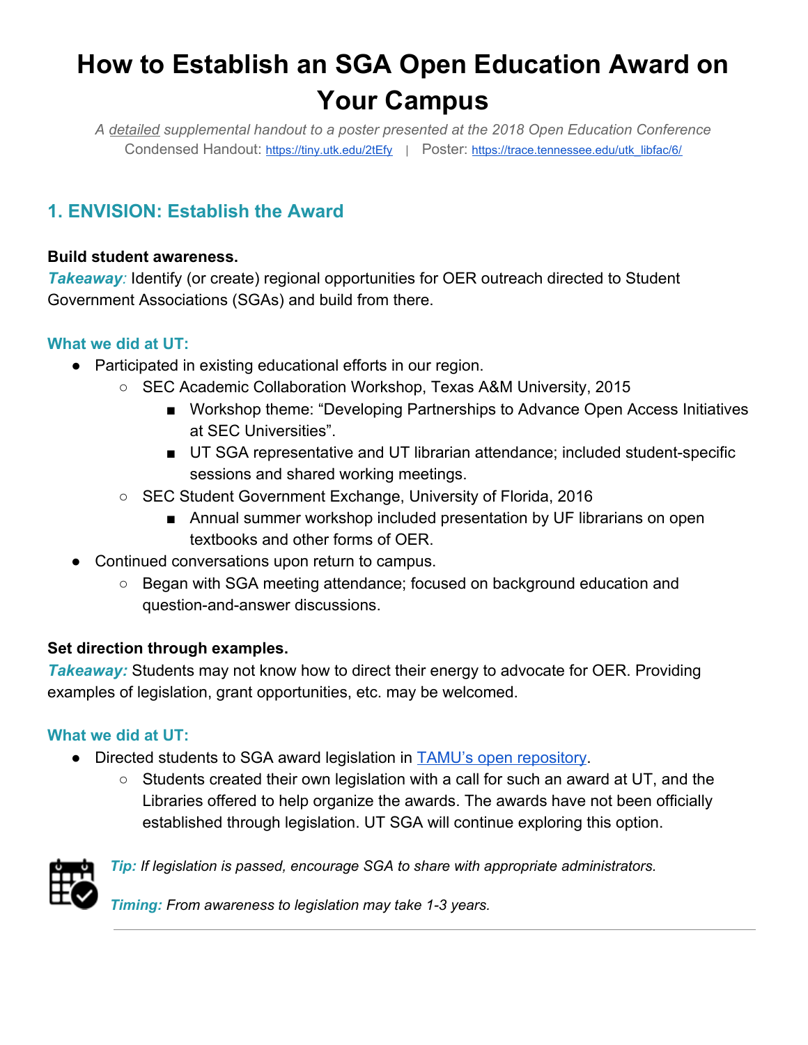# How to Establish an SGA Open Education Award on Your Campus

*A detailed supplemental handout to a poster presented at the 2018 Open Education Conference*
Condensed Handout: https://tiny.utk.edu/2tEfy | Poster: https://trace.tennessee.edu/utk_libfac/6/

## 1. ENVISION: Establish the Award

**Build student awareness.**
***Takeaway:*** Identify (or create) regional opportunities for OER outreach directed to Student Government Associations (SGAs) and build from there.

### What we did at UT:

- Participated in existing educational efforts in our region.
  - SEC Academic Collaboration Workshop, Texas A&M University, 2015
    - Workshop theme: "Developing Partnerships to Advance Open Access Initiatives at SEC Universities".
    - UT SGA representative and UT librarian attendance; included student-specific sessions and shared working meetings.
  - SEC Student Government Exchange, University of Florida, 2016
    - Annual summer workshop included presentation by UF librarians on open textbooks and other forms of OER.
- Continued conversations upon return to campus.
  - Began with SGA meeting attendance; focused on background education and question-and-answer discussions.

**Set direction through examples.**
***Takeaway:*** Students may not know how to direct their energy to advocate for OER. Providing examples of legislation, grant opportunities, etc. may be welcomed.

### What we did at UT:

- Directed students to SGA award legislation in TAMU's open repository.
  - Students created their own legislation with a call for such an award at UT, and the Libraries offered to help organize the awards. The awards have not been officially established through legislation. UT SGA will continue exploring this option.

***Tip:*** *If legislation is passed, encourage SGA to share with appropriate administrators.*

***Timing:*** *From awareness to legislation may take 1-3 years.*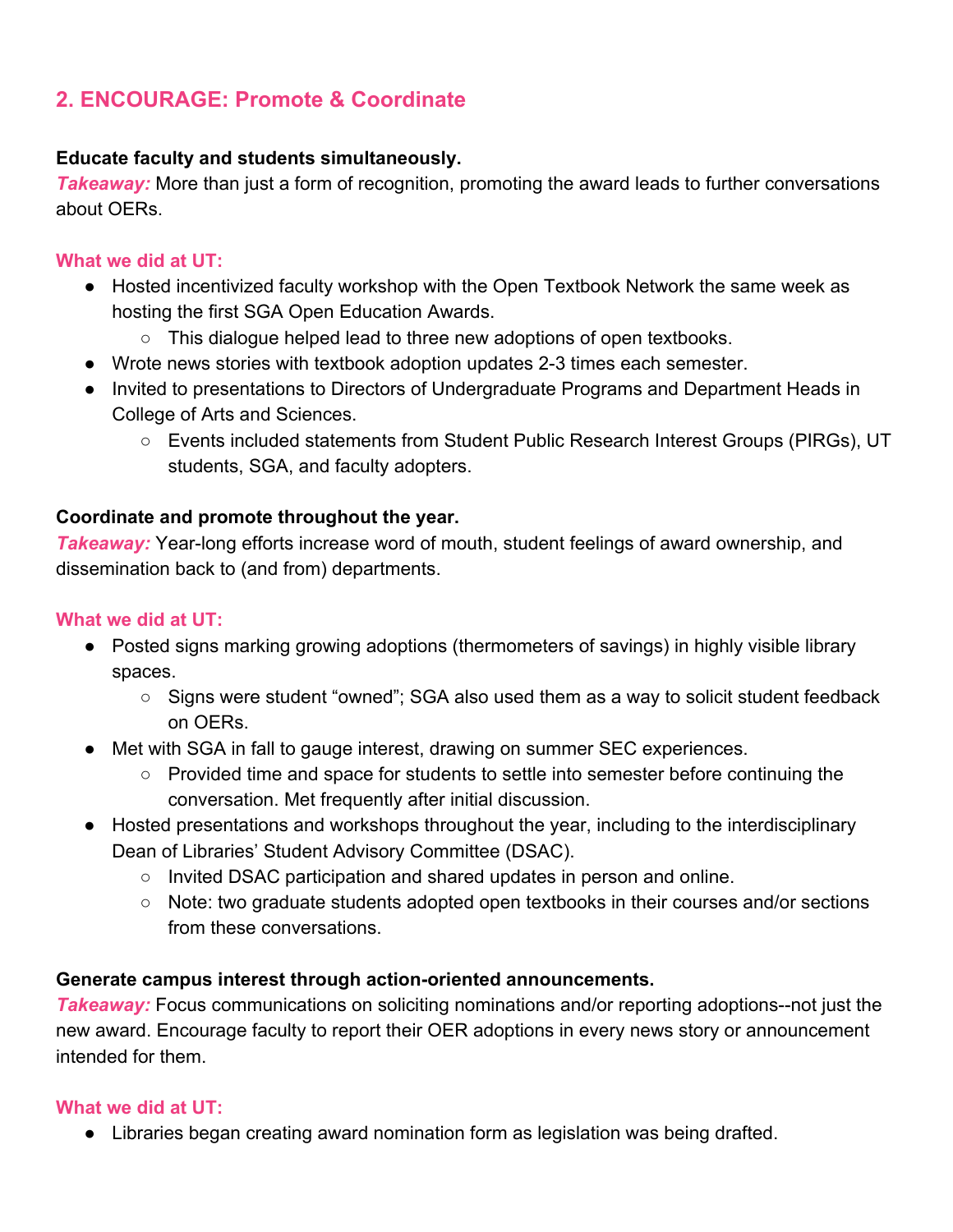## 2. ENCOURAGE: Promote & Coordinate

**Educate faculty and students simultaneously.**
***Takeaway:*** More than just a form of recognition, promoting the award leads to further conversations about OERs.

**What we did at UT:**

- Hosted incentivized faculty workshop with the Open Textbook Network the same week as hosting the first SGA Open Education Awards.
  - This dialogue helped lead to three new adoptions of open textbooks.
- Wrote news stories with textbook adoption updates 2-3 times each semester.
- Invited to presentations to Directors of Undergraduate Programs and Department Heads in College of Arts and Sciences.
  - Events included statements from Student Public Research Interest Groups (PIRGs), UT students, SGA, and faculty adopters.

**Coordinate and promote throughout the year.**
***Takeaway:*** Year-long efforts increase word of mouth, student feelings of award ownership, and dissemination back to (and from) departments.

**What we did at UT:**

- Posted signs marking growing adoptions (thermometers of savings) in highly visible library spaces.
  - Signs were student "owned"; SGA also used them as a way to solicit student feedback on OERs.
- Met with SGA in fall to gauge interest, drawing on summer SEC experiences.
  - Provided time and space for students to settle into semester before continuing the conversation. Met frequently after initial discussion.
- Hosted presentations and workshops throughout the year, including to the interdisciplinary Dean of Libraries' Student Advisory Committee (DSAC).
  - Invited DSAC participation and shared updates in person and online.
  - Note: two graduate students adopted open textbooks in their courses and/or sections from these conversations.

**Generate campus interest through action-oriented announcements.**
***Takeaway:*** Focus communications on soliciting nominations and/or reporting adoptions--not just the new award. Encourage faculty to report their OER adoptions in every news story or announcement intended for them.

**What we did at UT:**

- Libraries began creating award nomination form as legislation was being drafted.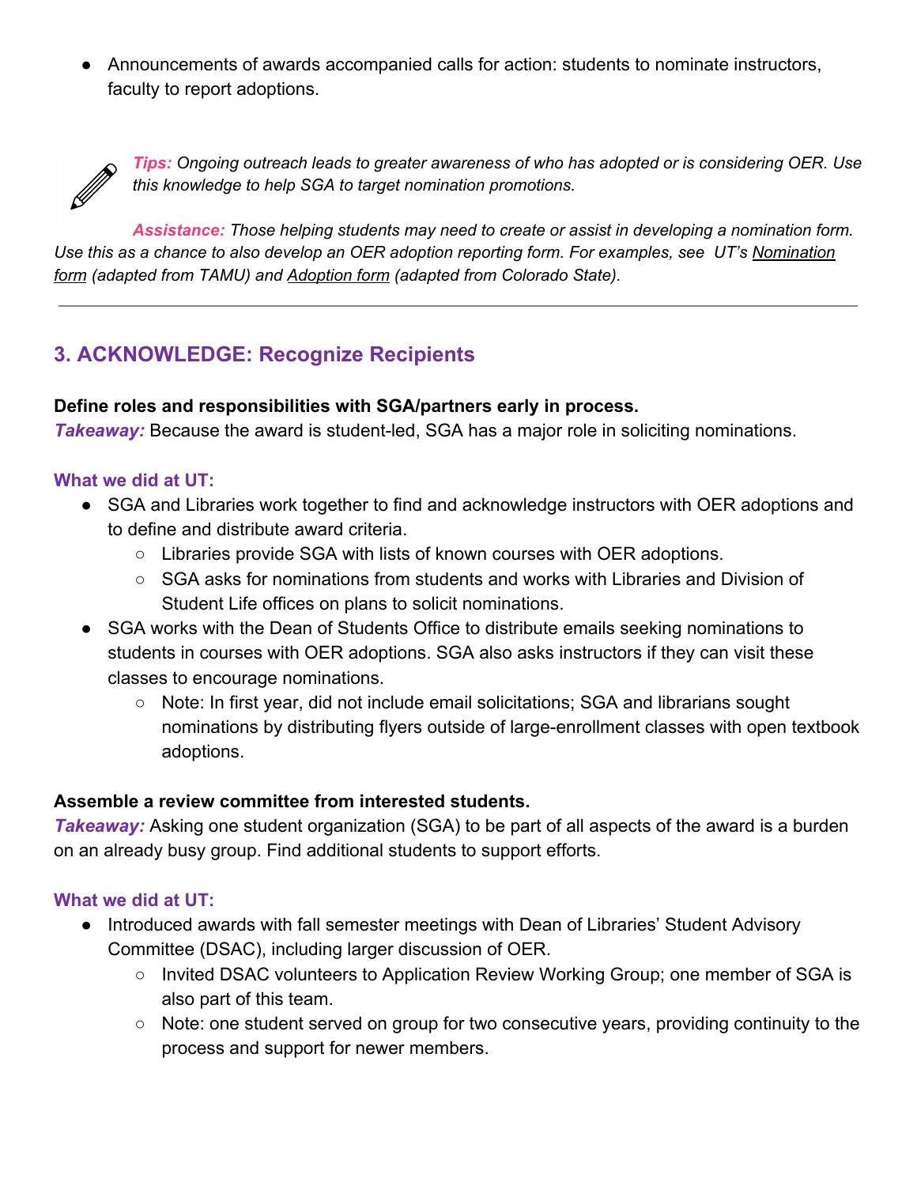- Announcements of awards accompanied calls for action: students to nominate instructors, faculty to report adoptions.

*Tips: Ongoing outreach leads to greater awareness of who has adopted or is considering OER. Use this knowledge to help SGA to target nomination promotions.*

*Assistance: Those helping students may need to create or assist in developing a nomination form. Use this as a chance to also develop an OER adoption reporting form. For examples, see UT's Nomination form (adapted from TAMU) and Adoption form (adapted from Colorado State).*

---

## 3. ACKNOWLEDGE: Recognize Recipients

**Define roles and responsibilities with SGA/partners early in process.**

***Takeaway:*** Because the award is student-led, SGA has a major role in soliciting nominations.

### What we did at UT:

- SGA and Libraries work together to find and acknowledge instructors with OER adoptions and to define and distribute award criteria.
  - Libraries provide SGA with lists of known courses with OER adoptions.
  - SGA asks for nominations from students and works with Libraries and Division of Student Life offices on plans to solicit nominations.
- SGA works with the Dean of Students Office to distribute emails seeking nominations to students in courses with OER adoptions. SGA also asks instructors if they can visit these classes to encourage nominations.
  - Note: In first year, did not include email solicitations; SGA and librarians sought nominations by distributing flyers outside of large-enrollment classes with open textbook adoptions.

**Assemble a review committee from interested students.**

***Takeaway:*** Asking one student organization (SGA) to be part of all aspects of the award is a burden on an already busy group. Find additional students to support efforts.

### What we did at UT:

- Introduced awards with fall semester meetings with Dean of Libraries' Student Advisory Committee (DSAC), including larger discussion of OER.
  - Invited DSAC volunteers to Application Review Working Group; one member of SGA is also part of this team.
  - Note: one student served on group for two consecutive years, providing continuity to the process and support for newer members.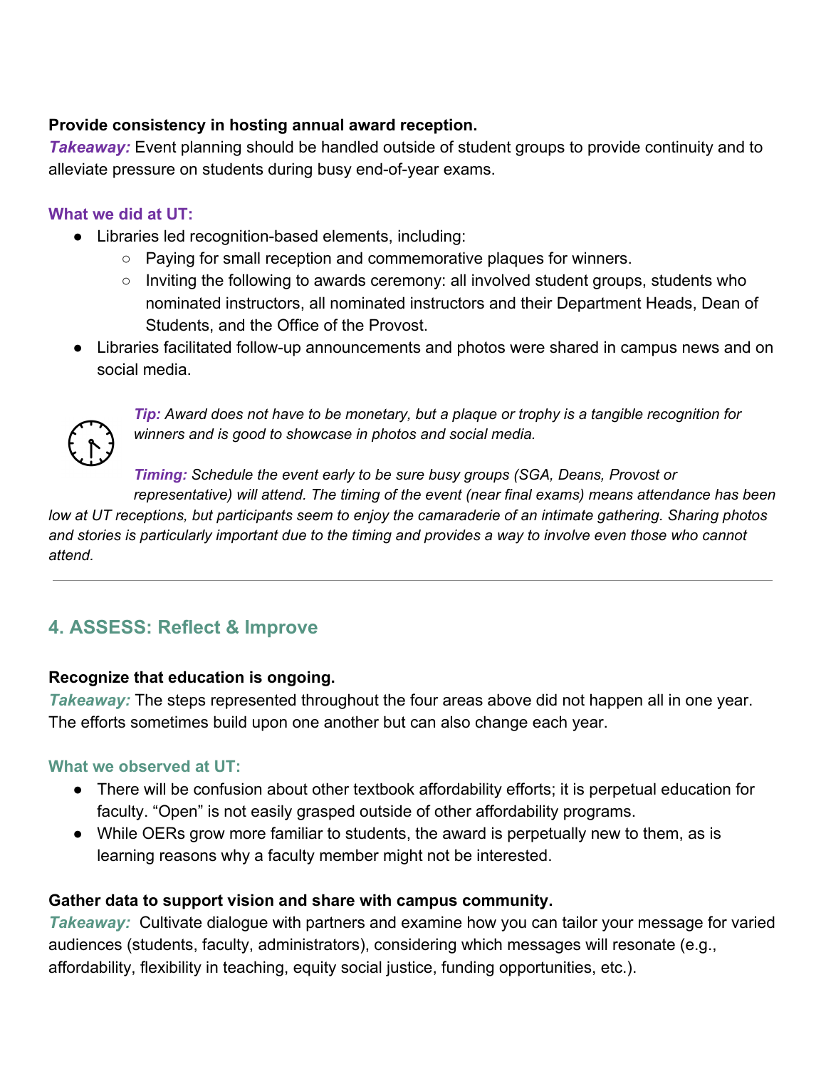**Provide consistency in hosting annual award reception.**
***Takeaway:*** Event planning should be handled outside of student groups to provide continuity and to alleviate pressure on students during busy end-of-year exams.

**What we did at UT:**

- Libraries led recognition-based elements, including:
  - Paying for small reception and commemorative plaques for winners.
  - Inviting the following to awards ceremony: all involved student groups, students who nominated instructors, all nominated instructors and their Department Heads, Dean of Students, and the Office of the Provost.
- Libraries facilitated follow-up announcements and photos were shared in campus news and on social media.

***Tip:*** *Award does not have to be monetary, but a plaque or trophy is a tangible recognition for winners and is good to showcase in photos and social media.*

***Timing:*** *Schedule the event early to be sure busy groups (SGA, Deans, Provost or representative) will attend. The timing of the event (near final exams) means attendance has been low at UT receptions, but participants seem to enjoy the camaraderie of an intimate gathering. Sharing photos and stories is particularly important due to the timing and provides a way to involve even those who cannot attend.*

---

## 4. ASSESS: Reflect & Improve

**Recognize that education is ongoing.**
***Takeaway:*** The steps represented throughout the four areas above did not happen all in one year. The efforts sometimes build upon one another but can also change each year.

**What we observed at UT:**

- There will be confusion about other textbook affordability efforts; it is perpetual education for faculty. "Open" is not easily grasped outside of other affordability programs.
- While OERs grow more familiar to students, the award is perpetually new to them, as is learning reasons why a faculty member might not be interested.

**Gather data to support vision and share with campus community.**
***Takeaway:*** Cultivate dialogue with partners and examine how you can tailor your message for varied audiences (students, faculty, administrators), considering which messages will resonate (e.g., affordability, flexibility in teaching, equity social justice, funding opportunities, etc.).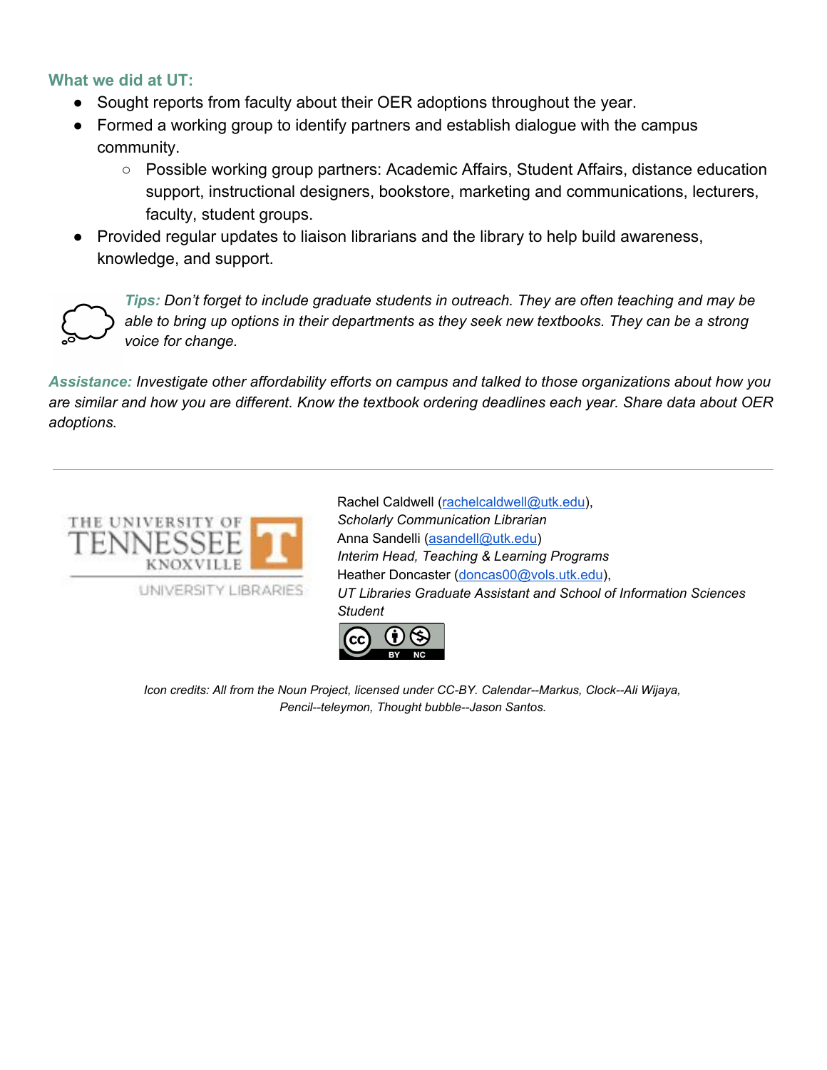### What we did at UT:

- Sought reports from faculty about their OER adoptions throughout the year.
- Formed a working group to identify partners and establish dialogue with the campus community.
  - Possible working group partners: Academic Affairs, Student Affairs, distance education support, instructional designers, bookstore, marketing and communications, lecturers, faculty, student groups.
- Provided regular updates to liaison librarians and the library to help build awareness, knowledge, and support.

***Tips:*** *Don't forget to include graduate students in outreach. They are often teaching and may be able to bring up options in their departments as they seek new textbooks. They can be a strong voice for change.*

***Assistance:*** *Investigate other affordability efforts on campus and talked to those organizations about how you are similar and how you are different. Know the textbook ordering deadlines each year. Share data about OER adoptions.*

---

THE UNIVERSITY OF TENNESSEE KNOXVILLE
UNIVERSITY LIBRARIES

Rachel Caldwell (rachelcaldwell@utk.edu),
*Scholarly Communication Librarian*
Anna Sandelli (asandell@utk.edu)
*Interim Head, Teaching & Learning Programs*
Heather Doncaster (doncas00@vols.utk.edu),
*UT Libraries Graduate Assistant and School of Information Sciences Student*

CC BY NC

*Icon credits: All from the Noun Project, licensed under CC-BY. Calendar--Markus, Clock--Ali Wijaya, Pencil--teleymon, Thought bubble--Jason Santos.*